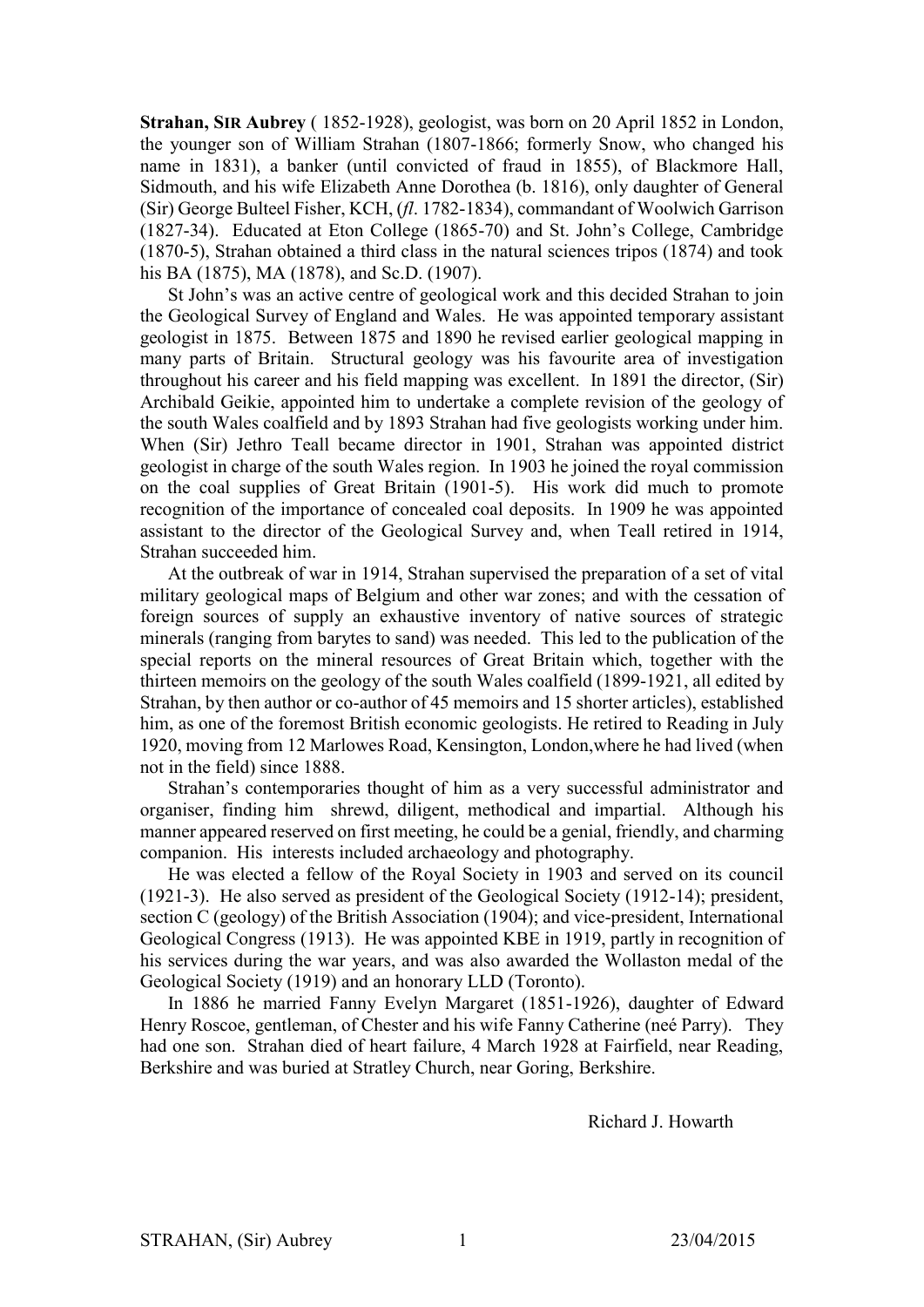**Strahan, SIR Aubrey** ( 1852-1928), geologist, was born on 20 April 1852 in London, the younger son of William Strahan (1807-1866; formerly Snow, who changed his name in 1831), a banker (until convicted of fraud in 1855), of Blackmore Hall, Sidmouth, and his wife Elizabeth Anne Dorothea (b. 1816), only daughter of General (Sir) George Bulteel Fisher, KCH, (*fl*. 1782-1834), commandant of Woolwich Garrison (1827-34). Educated at Eton College (1865-70) and St. John's College, Cambridge (1870-5), Strahan obtained a third class in the natural sciences tripos (1874) and took his BA (1875), MA (1878), and Sc.D. (1907).

St John's was an active centre of geological work and this decided Strahan to join the Geological Survey of England and Wales. He was appointed temporary assistant geologist in 1875. Between 1875 and 1890 he revised earlier geological mapping in many parts of Britain. Structural geology was his favourite area of investigation throughout his career and his field mapping was excellent. In 1891 the director, (Sir) Archibald Geikie, appointed him to undertake a complete revision of the geology of the south Wales coalfield and by 1893 Strahan had five geologists working under him. When (Sir) Jethro Teall became director in 1901, Strahan was appointed district geologist in charge of the south Wales region. In 1903 he joined the royal commission on the coal supplies of Great Britain (1901-5). His work did much to promote recognition of the importance of concealed coal deposits. In 1909 he was appointed assistant to the director of the Geological Survey and, when Teall retired in 1914, Strahan succeeded him.

At the outbreak of war in 1914, Strahan supervised the preparation of a set of vital military geological maps of Belgium and other war zones; and with the cessation of foreign sources of supply an exhaustive inventory of native sources of strategic minerals (ranging from barytes to sand) was needed. This led to the publication of the special reports on the mineral resources of Great Britain which, together with the thirteen memoirs on the geology of the south Wales coalfield (1899-1921, all edited by Strahan, by then author or co-author of 45 memoirs and 15 shorter articles), established him, as one of the foremost British economic geologists. He retired to Reading in July 1920, moving from 12 Marlowes Road, Kensington, London,where he had lived (when not in the field) since 1888.

Strahan's contemporaries thought of him as a very successful administrator and organiser, finding him shrewd, diligent, methodical and impartial. Although his manner appeared reserved on first meeting, he could be a genial, friendly, and charming companion. His interests included archaeology and photography.

He was elected a fellow of the Royal Society in 1903 and served on its council (1921-3). He also served as president of the Geological Society (1912-14); president, section C (geology) of the British Association (1904); and vice-president, International Geological Congress (1913). He was appointed KBE in 1919, partly in recognition of his services during the war years, and was also awarded the Wollaston medal of the Geological Society (1919) and an honorary LLD (Toronto).

In 1886 he married Fanny Evelyn Margaret (1851-1926), daughter of Edward Henry Roscoe, gentleman, of Chester and his wife Fanny Catherine (neé Parry). They had one son. Strahan died of heart failure, 4 March 1928 at Fairfield, near Reading, Berkshire and was buried at Stratley Church, near Goring, Berkshire.

Richard J. Howarth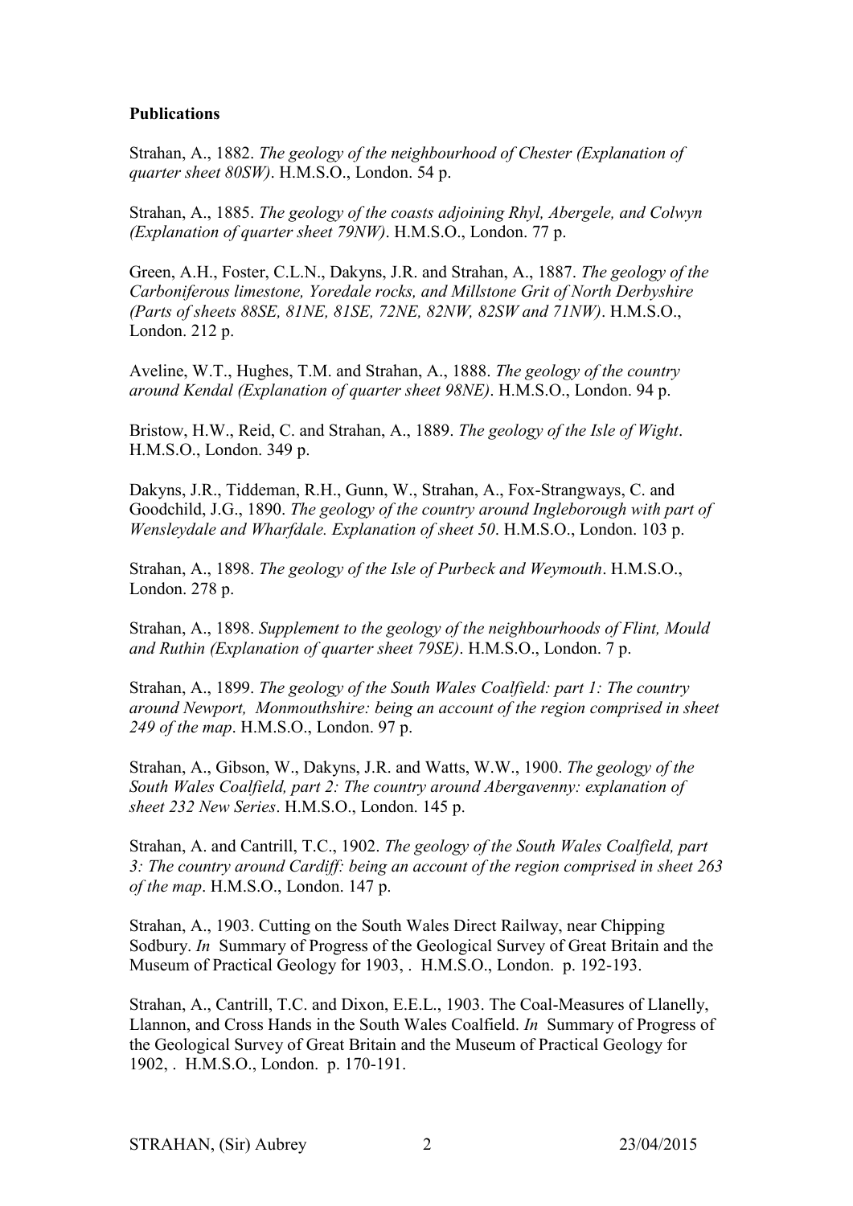**Publications**

Strahan, A., 1882. *The geology of the neighbourhood of Chester (Explanation of quarter sheet 80SW)*. H.M.S.O., London. 54 p.

Strahan, A., 1885. *The geology of the coasts adjoining Rhyl, Abergele, and Colwyn (Explanation of quarter sheet 79NW)*. H.M.S.O., London. 77 p.

Green, A.H., Foster, C.L.N., Dakyns, J.R. and Strahan, A., 1887. *The geology of the Carboniferous limestone, Yoredale rocks, and Millstone Grit of North Derbyshire (Parts of sheets 88SE, 81NE, 81SE, 72NE, 82NW, 82SW and 71NW)*. H.M.S.O., London. 212 p.

Aveline, W.T., Hughes, T.M. and Strahan, A., 1888. *The geology of the country around Kendal (Explanation of quarter sheet 98NE)*. H.M.S.O., London. 94 p.

Bristow, H.W., Reid, C. and Strahan, A., 1889. *The geology of the Isle of Wight*. H.M.S.O., London. 349 p.

Dakyns, J.R., Tiddeman, R.H., Gunn, W., Strahan, A., Fox-Strangways, C. and Goodchild, J.G., 1890. *The geology of the country around Ingleborough with part of Wensleydale and Wharfdale. Explanation of sheet 50*. H.M.S.O., London. 103 p.

Strahan, A., 1898. *The geology of the Isle of Purbeck and Weymouth*. H.M.S.O., London. 278 p.

Strahan, A., 1898. *Supplement to the geology of the neighbourhoods of Flint, Mould and Ruthin (Explanation of quarter sheet 79SE)*. H.M.S.O., London. 7 p.

Strahan, A., 1899. *The geology of the South Wales Coalfield: part 1: The country around Newport, Monmouthshire: being an account of the region comprised in sheet 249 of the map*. H.M.S.O., London. 97 p.

Strahan, A., Gibson, W., Dakyns, J.R. and Watts, W.W., 1900. *The geology of the South Wales Coalfield, part 2: The country around Abergavenny: explanation of sheet 232 New Series*. H.M.S.O., London. 145 p.

Strahan, A. and Cantrill, T.C., 1902. *The geology of the South Wales Coalfield, part 3: The country around Cardiff: being an account of the region comprised in sheet 263 of the map*. H.M.S.O., London. 147 p.

Strahan, A., 1903. Cutting on the South Wales Direct Railway, near Chipping Sodbury. *In* Summary of Progress of the Geological Survey of Great Britain and the Museum of Practical Geology for 1903, . H.M.S.O., London. p. 192-193.

Strahan, A., Cantrill, T.C. and Dixon, E.E.L., 1903. The Coal-Measures of Llanelly, Llannon, and Cross Hands in the South Wales Coalfield. *In* Summary of Progress of the Geological Survey of Great Britain and the Museum of Practical Geology for 1902, . H.M.S.O., London. p. 170-191.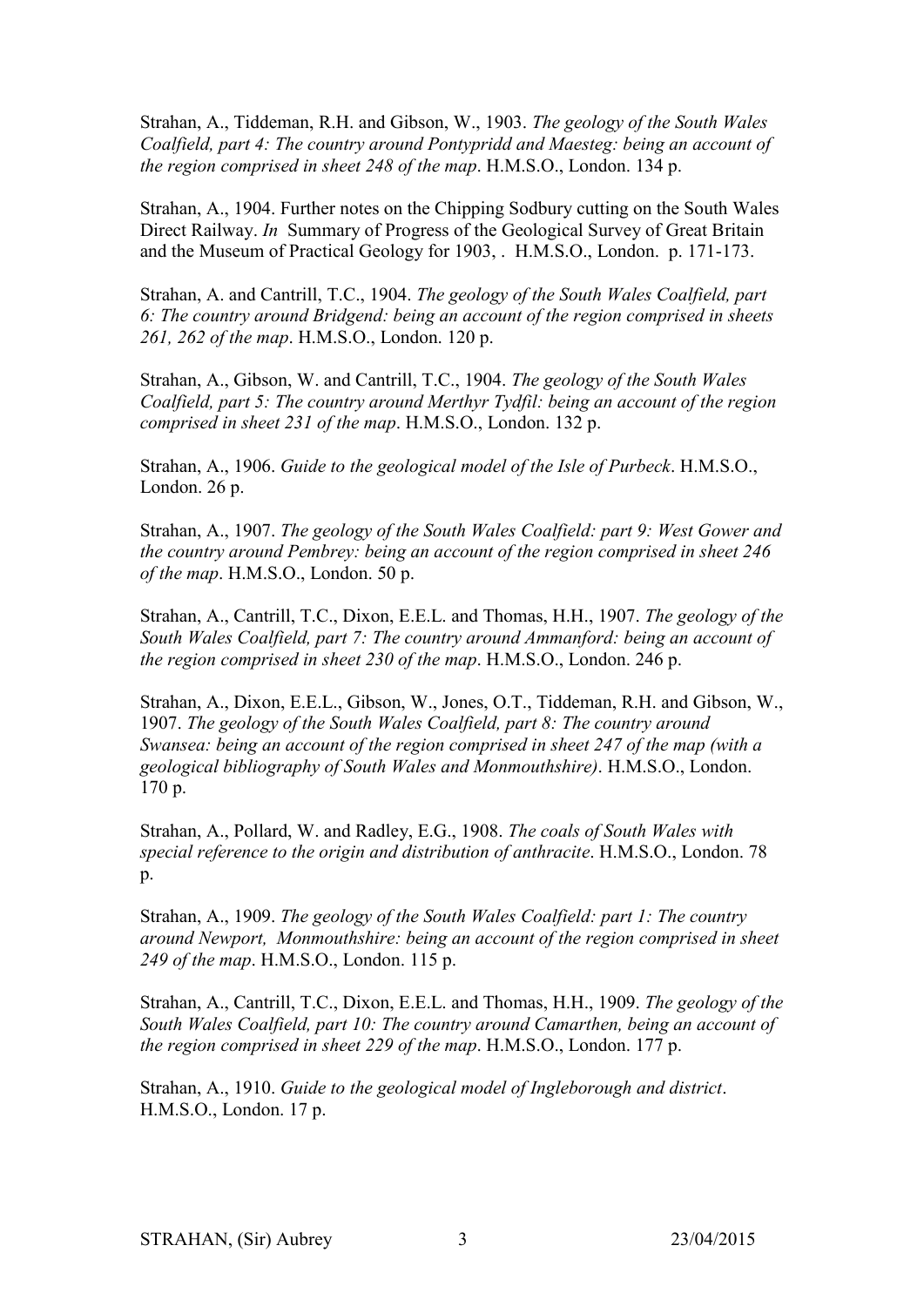Strahan, A., Tiddeman, R.H. and Gibson, W., 1903. *The geology of the South Wales Coalfield, part 4: The country around Pontypridd and Maesteg: being an account of the region comprised in sheet 248 of the map*. H.M.S.O., London. 134 p.

Strahan, A., 1904. Further notes on the Chipping Sodbury cutting on the South Wales Direct Railway. *In* Summary of Progress of the Geological Survey of Great Britain and the Museum of Practical Geology for 1903, . H.M.S.O., London. p. 171-173.

Strahan, A. and Cantrill, T.C., 1904. *The geology of the South Wales Coalfield, part 6: The country around Bridgend: being an account of the region comprised in sheets 261, 262 of the map*. H.M.S.O., London. 120 p.

Strahan, A., Gibson, W. and Cantrill, T.C., 1904. *The geology of the South Wales Coalfield, part 5: The country around Merthyr Tydfil: being an account of the region comprised in sheet 231 of the map*. H.M.S.O., London. 132 p.

Strahan, A., 1906. *Guide to the geological model of the Isle of Purbeck*. H.M.S.O., London. 26 p.

Strahan, A., 1907. *The geology of the South Wales Coalfield: part 9: West Gower and the country around Pembrey: being an account of the region comprised in sheet 246 of the map*. H.M.S.O., London. 50 p.

Strahan, A., Cantrill, T.C., Dixon, E.E.L. and Thomas, H.H., 1907. *The geology of the South Wales Coalfield, part 7: The country around Ammanford: being an account of the region comprised in sheet 230 of the map*. H.M.S.O., London. 246 p.

Strahan, A., Dixon, E.E.L., Gibson, W., Jones, O.T., Tiddeman, R.H. and Gibson, W., 1907. *The geology of the South Wales Coalfield, part 8: The country around Swansea: being an account of the region comprised in sheet 247 of the map (with a geological bibliography of South Wales and Monmouthshire)*. H.M.S.O., London. 170 p.

Strahan, A., Pollard, W. and Radley, E.G., 1908. *The coals of South Wales with special reference to the origin and distribution of anthracite*. H.M.S.O., London. 78 p.

Strahan, A., 1909. *The geology of the South Wales Coalfield: part 1: The country around Newport, Monmouthshire: being an account of the region comprised in sheet 249 of the map*. H.M.S.O., London. 115 p.

Strahan, A., Cantrill, T.C., Dixon, E.E.L. and Thomas, H.H., 1909. *The geology of the South Wales Coalfield, part 10: The country around Camarthen, being an account of the region comprised in sheet 229 of the map*. H.M.S.O., London. 177 p.

Strahan, A., 1910. *Guide to the geological model of Ingleborough and district*. H.M.S.O., London. 17 p.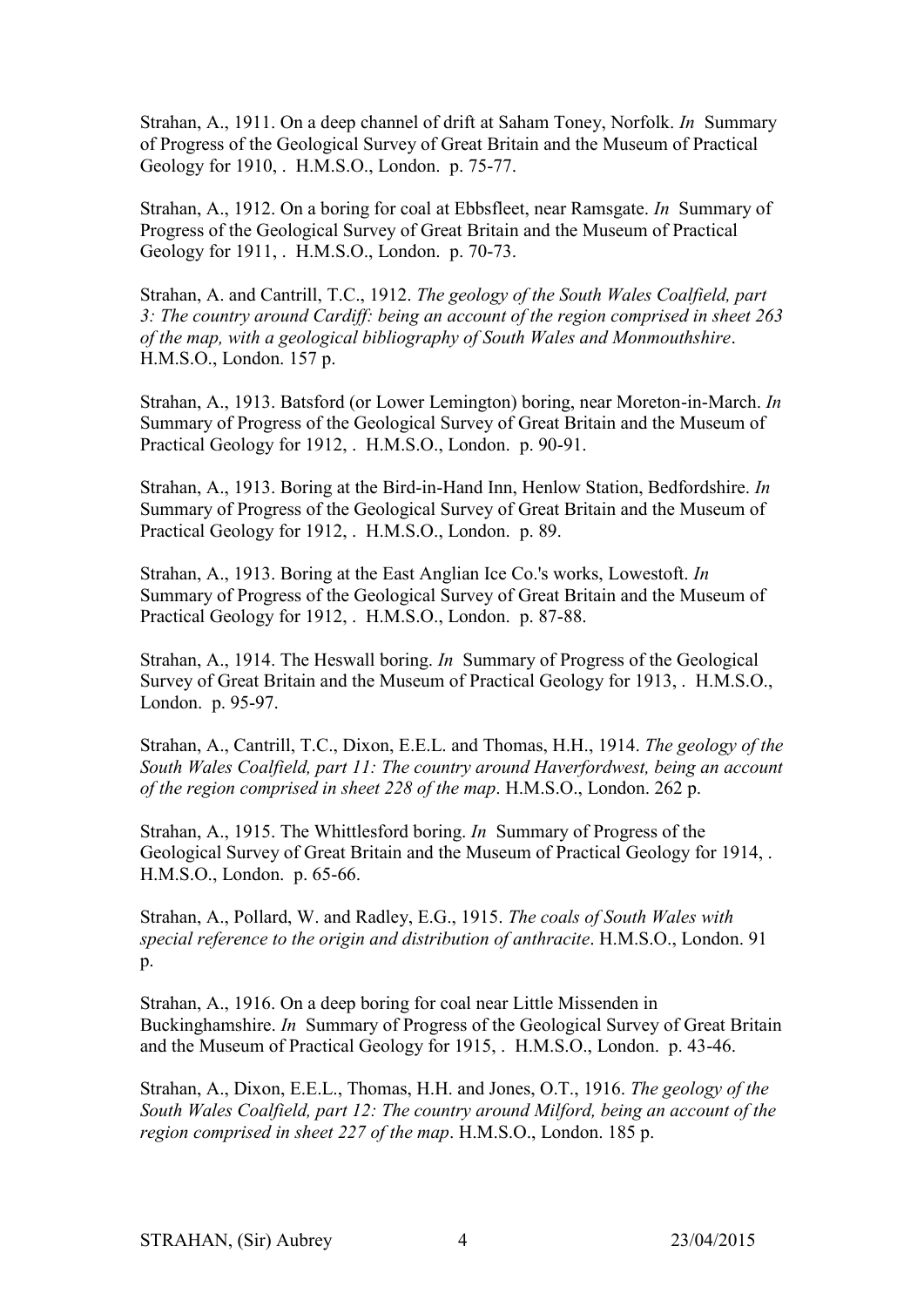Strahan, A., 1911. On a deep channel of drift at Saham Toney, Norfolk. *In* Summary of Progress of the Geological Survey of Great Britain and the Museum of Practical Geology for 1910, . H.M.S.O., London. p. 75-77.

Strahan, A., 1912. On a boring for coal at Ebbsfleet, near Ramsgate. *In* Summary of Progress of the Geological Survey of Great Britain and the Museum of Practical Geology for 1911, . H.M.S.O., London. p. 70-73.

Strahan, A. and Cantrill, T.C., 1912. *The geology of the South Wales Coalfield, part 3: The country around Cardiff: being an account of the region comprised in sheet 263 of the map, with a geological bibliography of South Wales and Monmouthshire*. H.M.S.O., London. 157 p.

Strahan, A., 1913. Batsford (or Lower Lemington) boring, near Moreton-in-March. *In* Summary of Progress of the Geological Survey of Great Britain and the Museum of Practical Geology for 1912, . H.M.S.O., London. p. 90-91.

Strahan, A., 1913. Boring at the Bird-in-Hand Inn, Henlow Station, Bedfordshire. *In* Summary of Progress of the Geological Survey of Great Britain and the Museum of Practical Geology for 1912, . H.M.S.O., London. p. 89.

Strahan, A., 1913. Boring at the East Anglian Ice Co.'s works, Lowestoft. *In* Summary of Progress of the Geological Survey of Great Britain and the Museum of Practical Geology for 1912, . H.M.S.O., London. p. 87-88.

Strahan, A., 1914. The Heswall boring. *In* Summary of Progress of the Geological Survey of Great Britain and the Museum of Practical Geology for 1913, . H.M.S.O., London. p. 95-97.

Strahan, A., Cantrill, T.C., Dixon, E.E.L. and Thomas, H.H., 1914. *The geology of the South Wales Coalfield, part 11: The country around Haverfordwest, being an account of the region comprised in sheet 228 of the map*. H.M.S.O., London. 262 p.

Strahan, A., 1915. The Whittlesford boring. *In* Summary of Progress of the Geological Survey of Great Britain and the Museum of Practical Geology for 1914, . H.M.S.O., London. p. 65-66.

Strahan, A., Pollard, W. and Radley, E.G., 1915. *The coals of South Wales with special reference to the origin and distribution of anthracite*. H.M.S.O., London. 91 p.

Strahan, A., 1916. On a deep boring for coal near Little Missenden in Buckinghamshire. *In* Summary of Progress of the Geological Survey of Great Britain and the Museum of Practical Geology for 1915, . H.M.S.O., London. p. 43-46.

Strahan, A., Dixon, E.E.L., Thomas, H.H. and Jones, O.T., 1916. *The geology of the South Wales Coalfield, part 12: The country around Milford, being an account of the region comprised in sheet 227 of the map*. H.M.S.O., London. 185 p.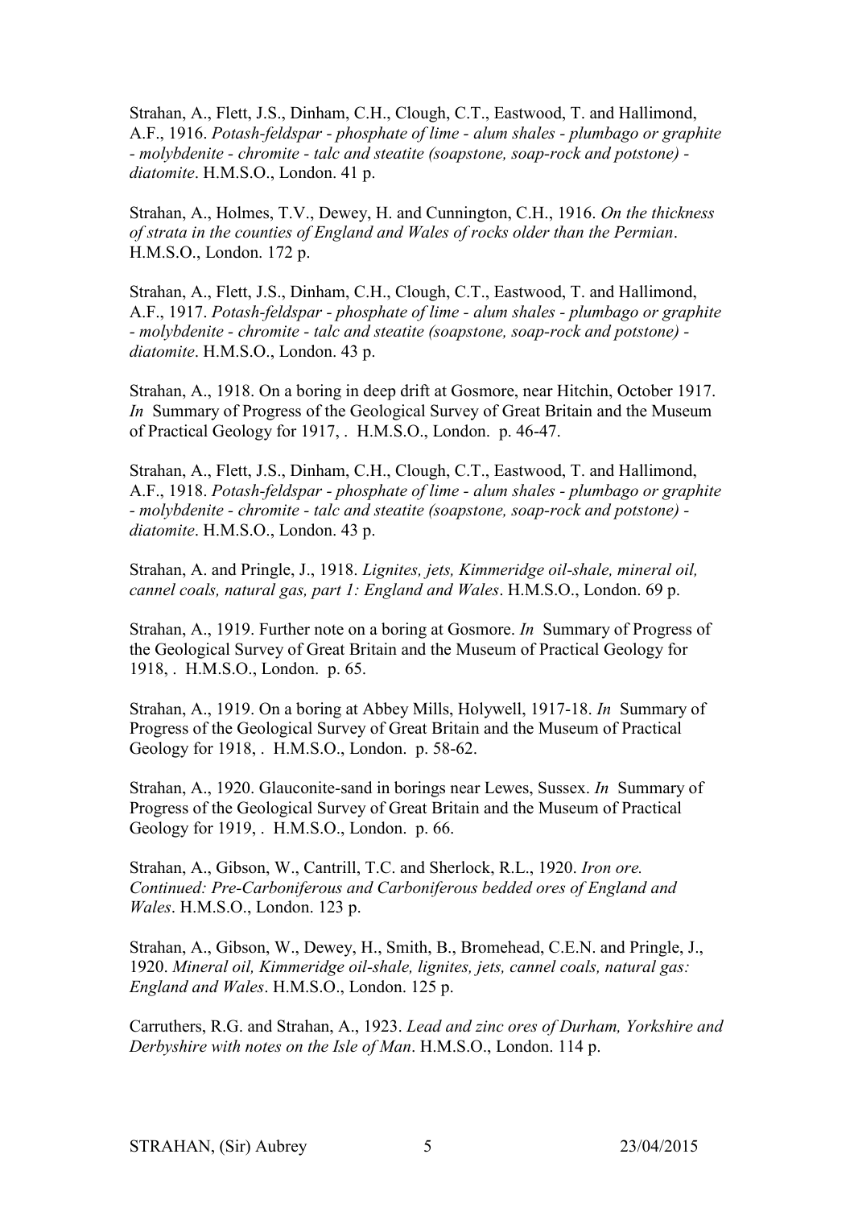Strahan, A., Flett, J.S., Dinham, C.H., Clough, C.T., Eastwood, T. and Hallimond, A.F., 1916. *Potash-feldspar - phosphate of lime - alum shales - plumbago or graphite - molybdenite - chromite - talc and steatite (soapstone, soap-rock and potstone) - diatomite*. H.M.S.O., London. 41 p.

Strahan, A., Holmes, T.V., Dewey, H. and Cunnington, C.H., 1916. *On the thickness of strata in the counties of England and Wales of rocks older than the Permian*. H.M.S.O., London. 172 p.

Strahan, A., Flett, J.S., Dinham, C.H., Clough, C.T., Eastwood, T. and Hallimond, A.F., 1917. *Potash-feldspar - phosphate of lime - alum shales - plumbago or graphite - molybdenite - chromite - talc and steatite (soapstone, soap-rock and potstone) - diatomite*. H.M.S.O., London. 43 p.

Strahan, A., 1918. On a boring in deep drift at Gosmore, near Hitchin, October 1917. *In* Summary of Progress of the Geological Survey of Great Britain and the Museum of Practical Geology for 1917, . H.M.S.O., London. p. 46-47.

Strahan, A., Flett, J.S., Dinham, C.H., Clough, C.T., Eastwood, T. and Hallimond, A.F., 1918. *Potash-feldspar - phosphate of lime - alum shales - plumbago or graphite - molybdenite - chromite - talc and steatite (soapstone, soap-rock and potstone) - diatomite*. H.M.S.O., London. 43 p.

Strahan, A. and Pringle, J., 1918. *Lignites, jets, Kimmeridge oil-shale, mineral oil, cannel coals, natural gas, part 1: England and Wales*. H.M.S.O., London. 69 p.

Strahan, A., 1919. Further note on a boring at Gosmore. *In* Summary of Progress of the Geological Survey of Great Britain and the Museum of Practical Geology for 1918, . H.M.S.O., London. p. 65.

Strahan, A., 1919. On a boring at Abbey Mills, Holywell, 1917-18. *In* Summary of Progress of the Geological Survey of Great Britain and the Museum of Practical Geology for 1918, . H.M.S.O., London. p. 58-62.

Strahan, A., 1920. Glauconite-sand in borings near Lewes, Sussex. *In* Summary of Progress of the Geological Survey of Great Britain and the Museum of Practical Geology for 1919, . H.M.S.O., London. p. 66.

Strahan, A., Gibson, W., Cantrill, T.C. and Sherlock, R.L., 1920. *Iron ore. Continued: Pre-Carboniferous and Carboniferous bedded ores of England and Wales*. H.M.S.O., London. 123 p.

Strahan, A., Gibson, W., Dewey, H., Smith, B., Bromehead, C.E.N. and Pringle, J., 1920. *Mineral oil, Kimmeridge oil-shale, lignites, jets, cannel coals, natural gas: England and Wales*. H.M.S.O., London. 125 p.

Carruthers, R.G. and Strahan, A., 1923. *Lead and zinc ores of Durham, Yorkshire and Derbyshire with notes on the Isle of Man*. H.M.S.O., London. 114 p.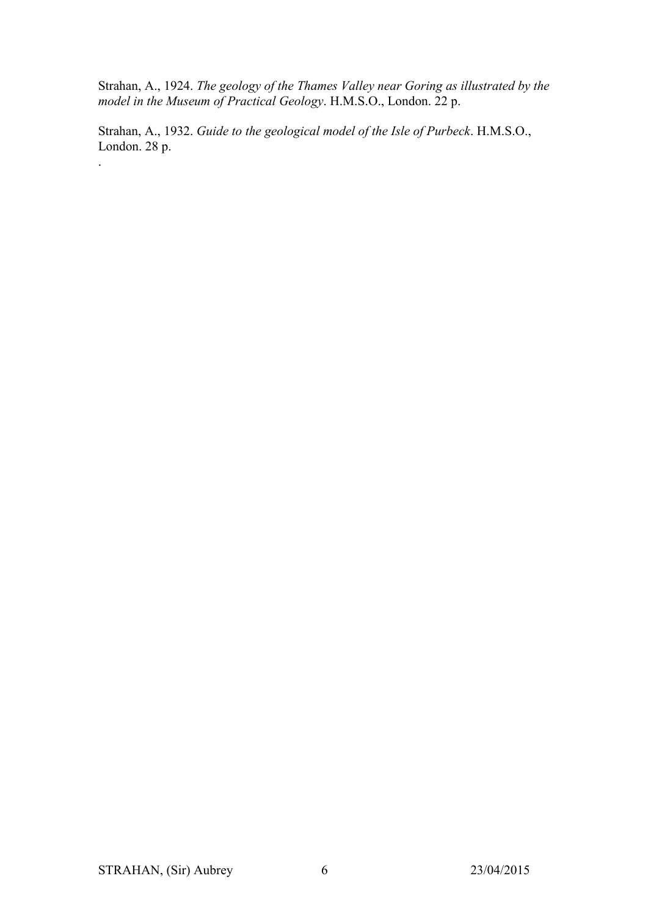Strahan, A., 1924. *The geology of the Thames Valley near Goring as illustrated by the model in the Museum of Practical Geology*. H.M.S.O., London. 22 p.

Strahan, A., 1932. *Guide to the geological model of the Isle of Purbeck*. H.M.S.O., London. 28 p.

.